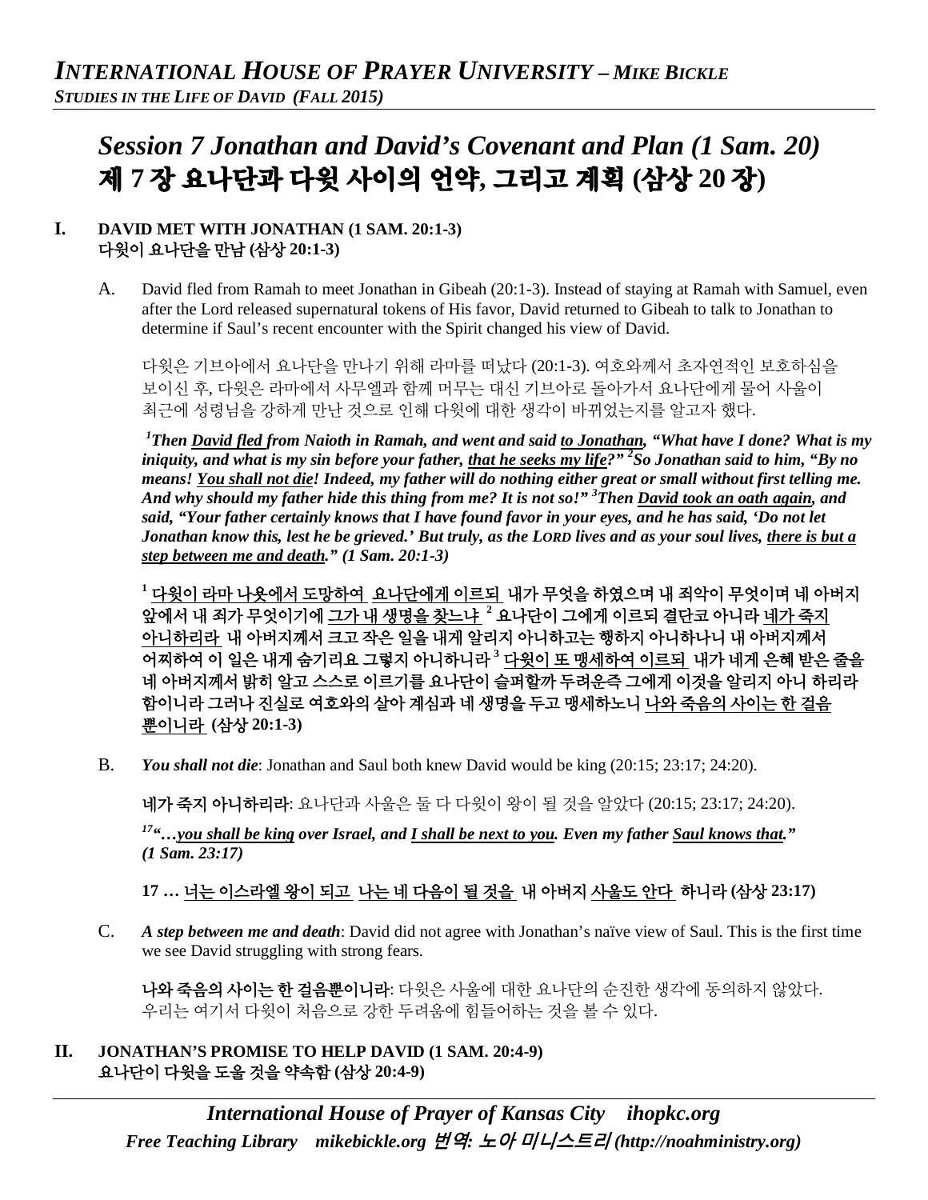# *Session 7 Jonathan and David's Covenant and Plan (1 Sam. 20)*
# 제 7 장 요나단과 다윗 사이의 언약, 그리고 계획 (삼상 20 장)

## I. DAVID MET WITH JONATHAN (1 SAM. 20:1-3)
## 다윗이 요나단을 만남 (삼상 20:1-3)

A. David fled from Ramah to meet Jonathan in Gibeah (20:1-3). Instead of staying at Ramah with Samuel, even after the Lord released supernatural tokens of His favor, David returned to Gibeah to talk to Jonathan to determine if Saul's recent encounter with the Spirit changed his view of David.

다윗은 기브아에서 요나단을 만나기 위해 라마를 떠났다 (20:1-3). 여호와께서 초자연적인 보호하심을 보이신 후, 다윗은 라마에서 사무엘과 함께 머무는 대신 기브아로 돌아가서 요나단에게 물어 사울이 최근에 성령님을 강하게 만난 것으로 인해 다윗에 대한 생각이 바뀌었는지를 알고자 했다.

***[1]Then <u>David fled</u> from Naioth in Ramah, and went and said <u>to Jonathan</u>, "What have I done? What is my iniquity, and what is my sin before your father, <u>that he seeks my life</u>?" [2]So Jonathan said to him, "By no means! <u>You shall not die</u>! Indeed, my father will do nothing either great or small without first telling me. And why should my father hide this thing from me? It is not so!" [3]Then <u>David took an oath again</u>, and said, "Your father certainly knows that I have found favor in your eyes, and he has said, 'Do not let Jonathan know this, lest he be grieved.' But truly, as the LORD lives and as your soul lives, <u>there is but a step between me and death</u>." (1 Sam. 20:1-3)***

**[1] <u>다윗이 라마 나욧에서 도망하여 요나단에게 이르되</u> 내가 무엇을 하였으며 내 죄악이 무엇이며 네 아버지 앞에서 내 죄가 무엇이기에 <u>그가 내 생명을 찾느냐</u> [2] 요나단이 그에게 이르되 결단코 아니라 <u>네가 죽지 아니하리라</u> 내 아버지께서 크고 작은 일을 내게 알리지 아니하고는 행하지 아니하나니 내 아버지께서 어찌하여 이 일은 내게 숨기리요 그렇지 아니하니라 [3] <u>다윗이 또 맹세하여 이르되</u> 내가 네게 은혜 받은 줄을 네 아버지께서 밝히 알고 스스로 이르기를 요나단이 슬퍼할까 두려운즉 그에게 이것을 알리지 아니 하리라 함이니라 그러나 진실로 여호와의 살아 계심과 네 생명을 두고 맹세하노니 <u>나와 죽음의 사이는 한 걸음 뿐이니라</u> (삼상 20:1-3)**

B. ***You shall not die***: Jonathan and Saul both knew David would be king (20:15; 23:17; 24:20).

**네가 죽지 아니하리라**: 요나단과 사울은 둘 다 다윗이 왕이 될 것을 알았다 (20:15; 23:17; 24:20).

***[17]"…<u>you shall be king</u> over Israel, and <u>I shall be next to you</u>. Even my father <u>Saul knows that</u>." (1 Sam. 23:17)***

**17 … <u>너는 이스라엘 왕이 되고</u> <u>나는 네 다음이 될 것을</u> 내 아버지 <u>사울도 안다</u> 하니라 (삼상 23:17)**

C. ***A step between me and death***: David did not agree with Jonathan's naïve view of Saul. This is the first time we see David struggling with strong fears.

**나와 죽음의 사이는 한 걸음뿐이니라**: 다윗은 사울에 대한 요나단의 순진한 생각에 동의하지 않았다. 우리는 여기서 다윗이 처음으로 강한 두려움에 힘들어하는 것을 볼 수 있다.

## II. JONATHAN'S PROMISE TO HELP DAVID (1 SAM. 20:4-9)
## 요나단이 다윗을 도울 것을 약속함 (삼상 20:4-9)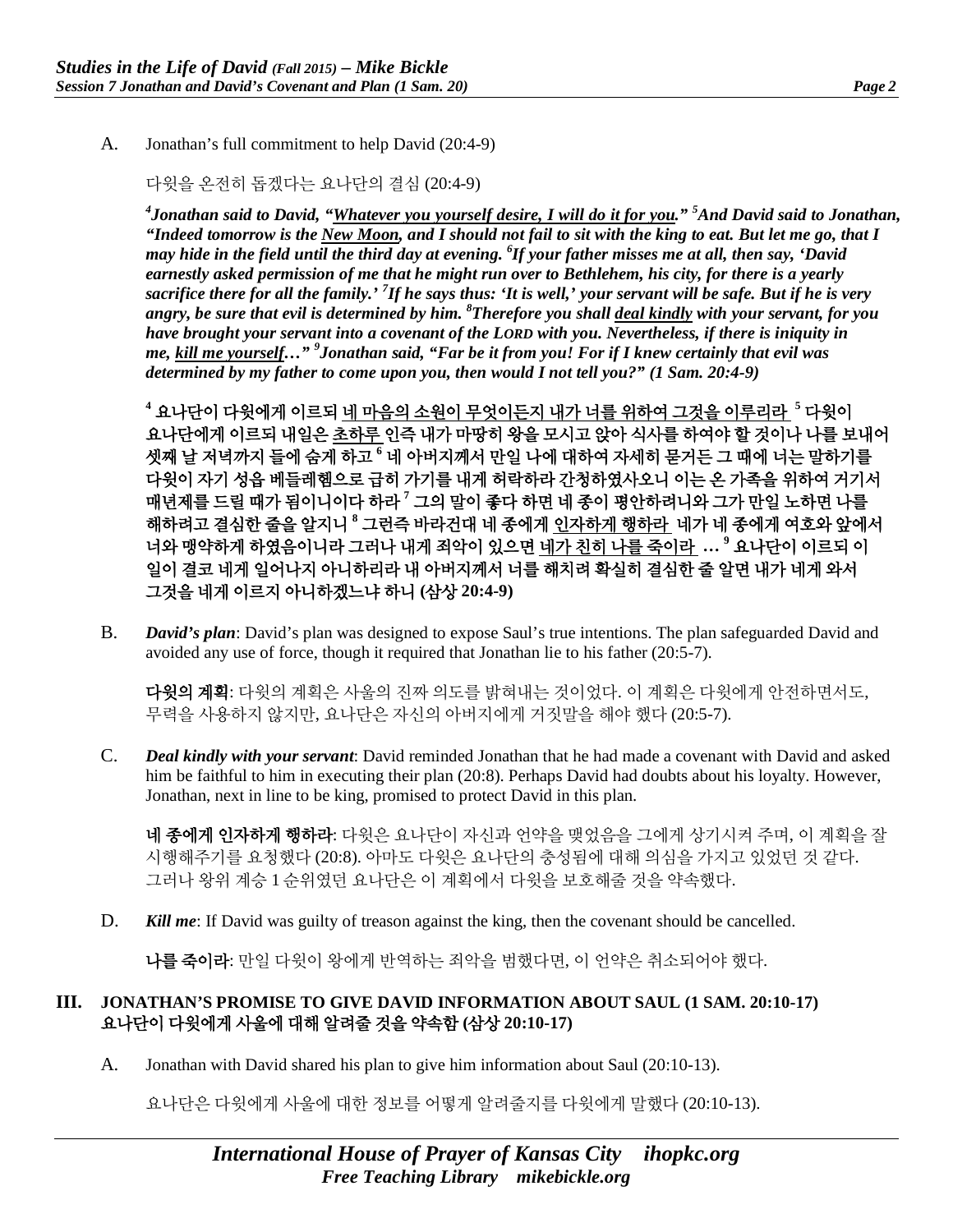A. Jonathan's full commitment to help David (20:4-9)

다윗을 온전히 돕겠다는 요나단의 결심 (20:4-9)

***[4]Jonathan said to David, "<u>Whatever you yourself desire, I will do it for you</u>." [5]And David said to Jonathan, "Indeed tomorrow is the <u>New Moon</u>, and I should not fail to sit with the king to eat. But let me go, that I may hide in the field until the third day at evening. [6]If your father misses me at all, then say, 'David earnestly asked permission of me that he might run over to Bethlehem, his city, for there is a yearly sacrifice there for all the family.' [7]If he says thus: 'It is well,' your servant will be safe. But if he is very angry, be sure that evil is determined by him. [8]Therefore you shall <u>deal kindly</u> with your servant, for you have brought your servant into a covenant of the LORD with you. Nevertheless, if there is iniquity in me, <u>kill me yourself</u>…" [9]Jonathan said, "Far be it from you! For if I knew certainly that evil was determined by my father to come upon you, then would I not tell you?" (1 Sam. 20:4-9)***

**[4] 요나단이 다윗에게 이르되 <u>네 마음의 소원이 무엇이든지 내가 너를 위하여 그것을 이루리라</u> [5] 다윗이 요나단에게 이르되 내일은 <u>초하루</u> 인즉 내가 마땅히 왕을 모시고 앉아 식사를 하여야 할 것이나 나를 보내어 셋째 날 저녁까지 들에 숨게 하고 [6] 네 아버지께서 만일 나에 대하여 자세히 묻거든 그 때에 너는 말하기를 다윗이 자기 성읍 베들레헴으로 급히 가기를 내게 허락하라 간청하였사오니 이는 온 가족을 위하여 거기서 매년제를 드릴 때가 됨이니이다 하라 [7] 그의 말이 좋다 하면 네 종이 평안하려니와 그가 만일 노하면 나를 해하려고 결심한 줄을 알지니 [8] 그런즉 바라건대 네 종에게 <u>인자하게 행하라</u> 네가 네 종에게 여호와 앞에서 너와 맹약하게 하였음이니라 그러나 내게 죄악이 있으면 <u>네가 친히 나를 죽이라</u> … [9] 요나단이 이르되 이 일이 결코 네게 일어나지 아니하리라 내 아버지께서 너를 해치려 확실히 결심한 줄 알면 내가 네게 와서 그것을 네게 이르지 아니하겠느냐 하니 (삼상 20:4-9)**

B. ***David's plan***: David's plan was designed to expose Saul's true intentions. The plan safeguarded David and avoided any use of force, though it required that Jonathan lie to his father (20:5-7).

**다윗의 계획**: 다윗의 계획은 사울의 진짜 의도를 밝혀내는 것이었다. 이 계획은 다윗에게 안전하면서도, 무력을 사용하지 않지만, 요나단은 자신의 아버지에게 거짓말을 해야 했다 (20:5-7).

C. ***Deal kindly with your servant***: David reminded Jonathan that he had made a covenant with David and asked him be faithful to him in executing their plan (20:8). Perhaps David had doubts about his loyalty. However, Jonathan, next in line to be king, promised to protect David in this plan.

**네 종에게 인자하게 행하라**: 다윗은 요나단이 자신과 언약을 맺었음을 그에게 상기시켜 주며, 이 계획을 잘 시행해주기를 요청했다 (20:8). 아마도 다윗은 요나단의 충성됨에 대해 의심을 가지고 있었던 것 같다. 그러나 왕위 계승 1 순위였던 요나단은 이 계획에서 다윗을 보호해줄 것을 약속했다.

D. ***Kill me***: If David was guilty of treason against the king, then the covenant should be cancelled.

**나를 죽이라**: 만일 다윗이 왕에게 반역하는 죄악을 범했다면, 이 언약은 취소되어야 했다.

## III. JONATHAN'S PROMISE TO GIVE DAVID INFORMATION ABOUT SAUL (1 SAM. 20:10-17) 요나단이 다윗에게 사울에 대해 알려줄 것을 약속함 (삼상 20:10-17)

A. Jonathan with David shared his plan to give him information about Saul (20:10-13).

요나단은 다윗에게 사울에 대한 정보를 어떻게 알려줄지를 다윗에게 말했다 (20:10-13).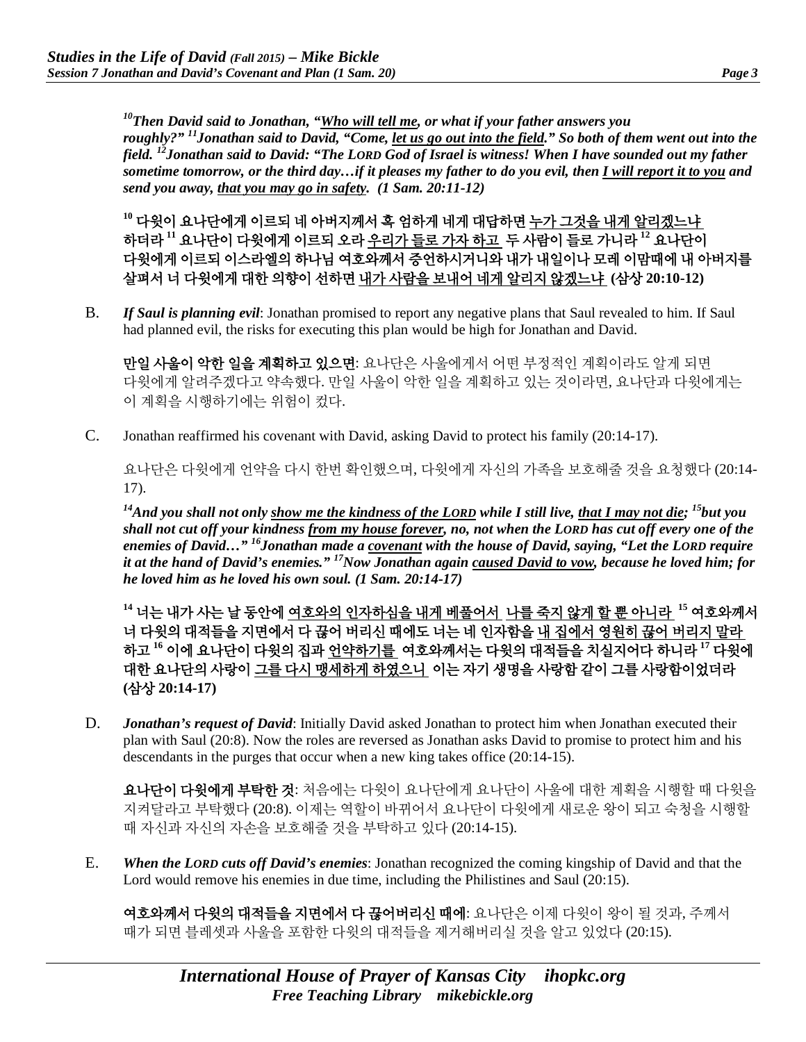*[10]Then David said to Jonathan, "Who will tell me, or what if your father answers you roughly?" [11]Jonathan said to David, "Come, let us go out into the field." So both of them went out into the field. [12]Jonathan said to David: "The LORD God of Israel is witness! When I have sounded out my father sometime tomorrow, or the third day…if it pleases my father to do you evil, then I will report it to you and send you away, that you may go in safety. (1 Sam. 20:11-12)***

**[10] 다윗이 요나단에게 이르되 네 아버지께서 혹 엄하게 네게 대답하면 누가 그것을 내게 알리겠느냐 하더라 [11] 요나단이 다윗에게 이르되 오라 우리가 들로 가자 하고 두 사람이 들로 가니라 [12] 요나단이 다윗에게 이르되 이스라엘의 하나님 여호와께서 증언하시거니와 내가 내일이나 모레 이맘때에 내 아버지를 살펴서 너 다윗에게 대한 의향이 선하면 내가 사람을 보내어 네게 알리지 않겠느냐 (삼상 20:10-12)**

B. ***If Saul is planning evil***: Jonathan promised to report any negative plans that Saul revealed to him. If Saul had planned evil, the risks for executing this plan would be high for Jonathan and David.

**만일 사울이 악한 일을 계획하고 있으면**: 요나단은 사울에게서 어떤 부정적인 계획이라도 알게 되면 다윗에게 알려주겠다고 약속했다. 만일 사울이 악한 일을 계획하고 있는 것이라면, 요나단과 다윗에게는 이 계획을 시행하기에는 위험이 컸다.

C. Jonathan reaffirmed his covenant with David, asking David to protect his family (20:14-17).

요나단은 다윗에게 언약을 다시 한번 확인했으며, 다윗에게 자신의 가족을 보호해줄 것을 요청했다 (20:14-17).

***[14]And you shall not only show me the kindness of the LORD while I still live, that I may not die; [15]but you shall not cut off your kindness from my house forever, no, not when the LORD has cut off every one of the enemies of David…" [16]Jonathan made a covenant with the house of David, saying, "Let the LORD require it at the hand of David's enemies." [17]Now Jonathan again caused David to vow, because he loved him; for he loved him as he loved his own soul. (1 Sam. 20:14-17)***

**[14] 너는 내가 사는 날 동안에 여호와의 인자하심을 내게 베풀어서 나를 죽지 않게 할 뿐 아니라 [15] 여호와께서 너 다윗의 대적들을 지면에서 다 끊어 버리신 때에도 너는 네 인자함을 내 집에서 영원히 끊어 버리지 말라 하고 [16] 이에 요나단이 다윗의 집과 언약하기를 여호와께서는 다윗의 대적들을 치실지어다 하니라 [17] 다윗에 대한 요나단의 사랑이 그를 다시 맹세하게 하였으니 이는 자기 생명을 사랑함 같이 그를 사랑함이었더라 (삼상 20:14-17)**

D. ***Jonathan's request of David***: Initially David asked Jonathan to protect him when Jonathan executed their plan with Saul (20:8). Now the roles are reversed as Jonathan asks David to promise to protect him and his descendants in the purges that occur when a new king takes office (20:14-15).

**요나단이 다윗에게 부탁한 것**: 처음에는 다윗이 요나단에게 요나단이 사울에 대한 계획을 시행할 때 다윗을 지켜달라고 부탁했다 (20:8). 이제는 역할이 바뀌어서 요나단이 다윗에게 새로운 왕이 되고 숙청을 시행할 때 자신과 자신의 자손을 보호해줄 것을 부탁하고 있다 (20:14-15).

E. ***When the LORD cuts off David's enemies***: Jonathan recognized the coming kingship of David and that the Lord would remove his enemies in due time, including the Philistines and Saul (20:15).

**여호와께서 다윗의 대적들을 지면에서 다 끊어버리신 때에**: 요나단은 이제 다윗이 왕이 될 것과, 주께서 때가 되면 블레셋과 사울을 포함한 다윗의 대적들을 제거해버리실 것을 알고 있었다 (20:15).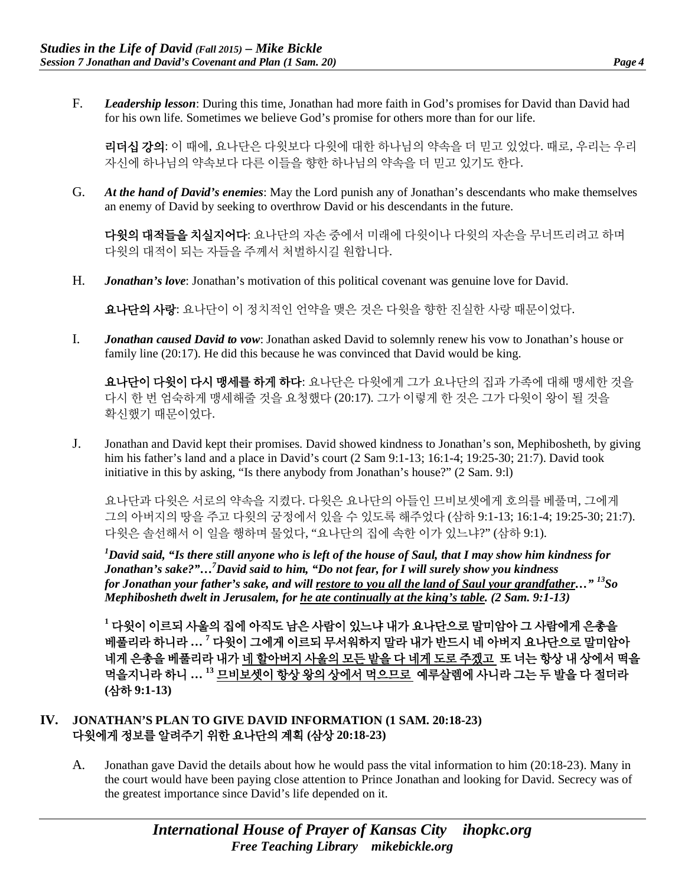F. ***Leadership lesson***: During this time, Jonathan had more faith in God's promises for David than David had for his own life. Sometimes we believe God's promise for others more than for our life.

**리더십 강의**: 이 때에, 요나단은 다윗보다 다윗에 대한 하나님의 약속을 더 믿고 있었다. 때로, 우리는 우리 자신에 하나님의 약속보다 다른 이들을 향한 하나님의 약속을 더 믿고 있기도 한다.

G. ***At the hand of David's enemies***: May the Lord punish any of Jonathan's descendants who make themselves an enemy of David by seeking to overthrow David or his descendants in the future.

**다윗의 대적들을 치실지어다**: 요나단의 자손 중에서 미래에 다윗이나 다윗의 자손을 무너뜨리려고 하며 다윗의 대적이 되는 자들을 주께서 처벌하시길 원합니다.

H. ***Jonathan's love***: Jonathan's motivation of this political covenant was genuine love for David.

**요나단의 사랑**: 요나단이 이 정치적인 언약을 맺은 것은 다윗을 향한 진실한 사랑 때문이었다.

I. ***Jonathan caused David to vow***: Jonathan asked David to solemnly renew his vow to Jonathan's house or family line (20:17). He did this because he was convinced that David would be king.

**요나단이 다윗이 다시 맹세를 하게 하다**: 요나단은 다윗에게 그가 요나단의 집과 가족에 대해 맹세한 것을 다시 한 번 엄숙하게 맹세해줄 것을 요청했다 (20:17). 그가 이렇게 한 것은 그가 다윗이 왕이 될 것을 확신했기 때문이었다.

J. Jonathan and David kept their promises. David showed kindness to Jonathan's son, Mephibosheth, by giving him his father's land and a place in David's court (2 Sam 9:1-13; 16:1-4; 19:25-30; 21:7). David took initiative in this by asking, "Is there anybody from Jonathan's house?" (2 Sam. 9:l)

요나단과 다윗은 서로의 약속을 지켰다. 다윗은 요나단의 아들인 므비보셋에게 호의를 베풀며, 그에게 그의 아버지의 땅을 주고 다윗의 궁정에서 있을 수 있도록 해주었다 (삼하 9:1-13; 16:1-4; 19:25-30; 21:7). 다윗은 솔선해서 이 일을 행하며 물었다, "요나단의 집에 속한 이가 있느냐?" (삼하 9:1).

***[1]David said, "Is there still anyone who is left of the house of Saul, that I may show him kindness for Jonathan's sake?"…[7]David said to him, "Do not fear, for I will surely show you kindness for Jonathan your father's sake, and will <u>restore to you all the land of Saul your grandfather</u>…" [13]So Mephibosheth dwelt in Jerusalem, for <u>he ate continually at the king's table</u>. (2 Sam. 9:1-13)***

**[1] 다윗이 이르되 사울의 집에 아직도 남은 사람이 있느냐 내가 요나단으로 말미암아 그 사람에게 은총을 베풀리라 하니라 … [7] 다윗이 그에게 이르되 무서워하지 말라 내가 반드시 네 아버지 요나단으로 말미암아 네게 은총을 베풀리라 내가 <u>네 할아버지 사울의 모든 밭을 다 네게 도로 주겠고</u> 또 너는 항상 내 상에서 떡을 먹을지니라 하니 … [13] <u>므비보셋이 항상 왕의 상에서 먹으므로</u> 예루살렘에 사니라 그는 두 발을 다 절더라 (삼하 9:1-13)**

## IV. JONATHAN'S PLAN TO GIVE DAVID INFORMATION (1 SAM. 20:18-23) 다윗에게 정보를 알려주기 위한 요나단의 계획 (삼상 20:18-23)

A. Jonathan gave David the details about how he would pass the vital information to him (20:18-23). Many in the court would have been paying close attention to Prince Jonathan and looking for David. Secrecy was of the greatest importance since David's life depended on it.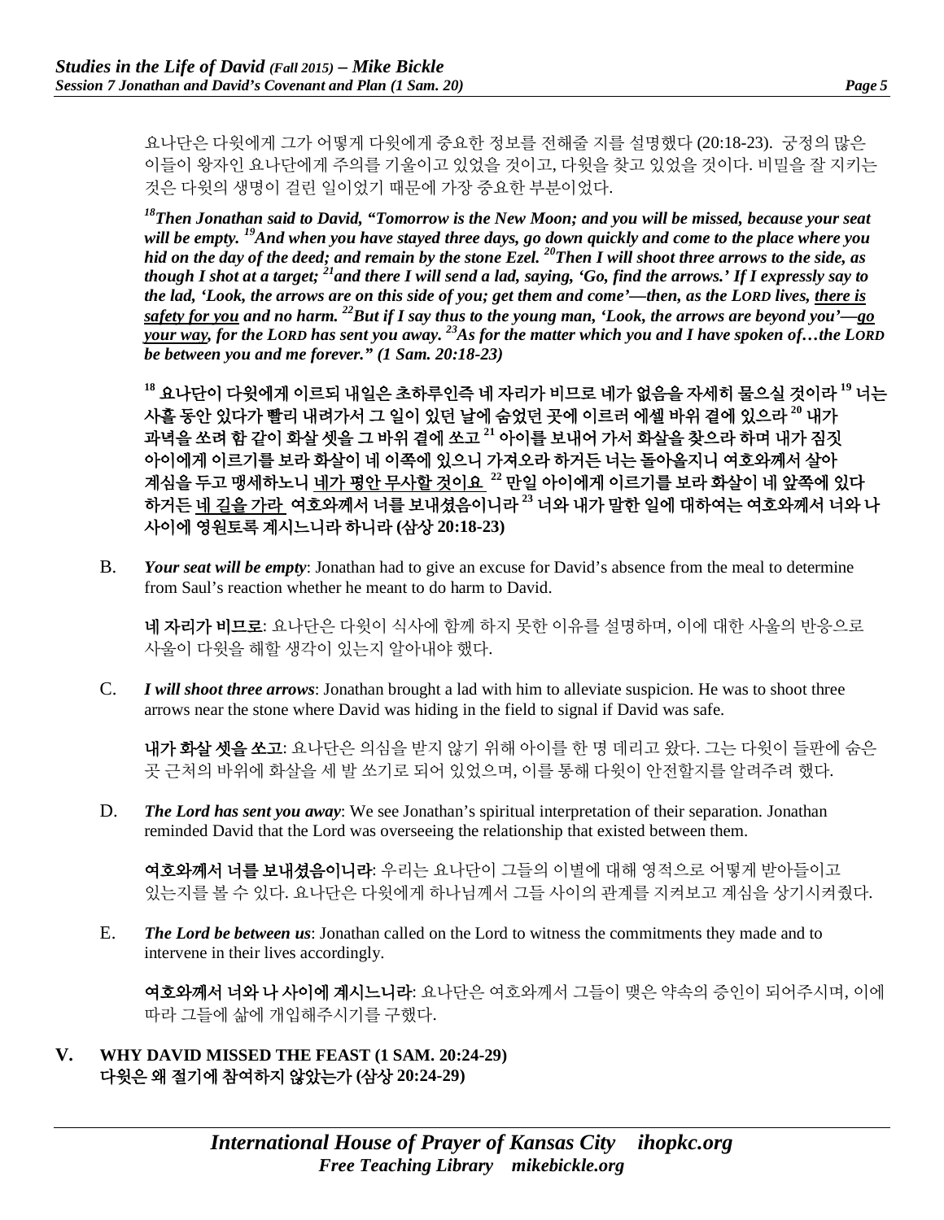요나단은 다윗에게 그가 어떻게 다윗에게 중요한 정보를 전해줄 지를 설명했다 (20:18-23). 궁정의 많은 이들이 왕자인 요나단에게 주의를 기울이고 있었을 것이고, 다윗을 찾고 있었을 것이다. 비밀을 잘 지키는 것은 다윗의 생명이 걸린 일이었기 때문에 가장 중요한 부분이었다.

***[18]Then Jonathan said to David, "Tomorrow is the New Moon; and you will be missed, because your seat will be empty. [19]And when you have stayed three days, go down quickly and come to the place where you hid on the day of the deed; and remain by the stone Ezel. [20]Then I will shoot three arrows to the side, as though I shot at a target; [21]and there I will send a lad, saying, 'Go, find the arrows.' If I expressly say to the lad, 'Look, the arrows are on this side of you; get them and come'—then, as the LORD lives, <u>there is safety for you</u> and no harm. [22]But if I say thus to the young man, 'Look, the arrows are beyond you'—<u>go your way</u>, for the LORD has sent you away. [23]As for the matter which you and I have spoken of…the LORD be between you and me forever." (1 Sam. 20:18-23)***

**[18] 요나단이 다윗에게 이르되 내일은 초하루인즉 네 자리가 비므로 네가 없음을 자세히 물으실 것이라 [19] 너는 사흘 동안 있다가 빨리 내려가서 그 일이 있던 날에 숨었던 곳에 이르러 에셀 바위 곁에 있으라 [20] 내가 과녁을 쏘려 함 같이 화살 셋을 그 바위 곁에 쏘고 [21] 아이를 보내어 가서 화살을 찾으라 하며 내가 짐짓 아이에게 이르기를 보라 화살이 네 이쪽에 있으니 가져오라 하거든 너는 돌아올지니 여호와께서 살아 계심을 두고 맹세하노니 <u>네가 평안 무사할 것이요</u> [22] 만일 아이에게 이르기를 보라 화살이 네 앞쪽에 있다 하거든 <u>네 길을 가라</u> 여호와께서 너를 보내셨음이니라 [23] 너와 내가 말한 일에 대하여는 여호와께서 너와 나 사이에 영원토록 계시느니라 하니라 (삼상 20:18-23)**

B. ***Your seat will be empty***: Jonathan had to give an excuse for David's absence from the meal to determine from Saul's reaction whether he meant to do harm to David.

   **네 자리가 비므로**: 요나단은 다윗이 식사에 함께 하지 못한 이유를 설명하며, 이에 대한 사울의 반응으로 사울이 다윗을 해할 생각이 있는지 알아내야 했다.

C. ***I will shoot three arrows***: Jonathan brought a lad with him to alleviate suspicion. He was to shoot three arrows near the stone where David was hiding in the field to signal if David was safe.

   **내가 화살 셋을 쏘고**: 요나단은 의심을 받지 않기 위해 아이를 한 명 데리고 왔다. 그는 다윗이 들판에 숨은 곳 근처의 바위에 화살을 세 발 쏘기로 되어 있었으며, 이를 통해 다윗이 안전할지를 알려주려 했다.

D. ***The Lord has sent you away***: We see Jonathan's spiritual interpretation of their separation. Jonathan reminded David that the Lord was overseeing the relationship that existed between them.

   **여호와께서 너를 보내셨음이니라**: 우리는 요나단이 그들의 이별에 대해 영적으로 어떻게 받아들이고 있는지를 볼 수 있다. 요나단은 다윗에게 하나님께서 그들 사이의 관계를 지켜보고 계심을 상기시켜줬다.

E. ***The Lord be between us***: Jonathan called on the Lord to witness the commitments they made and to intervene in their lives accordingly.

   **여호와께서 너와 나 사이에 계시느니라**: 요나단은 여호와께서 그들이 맺은 약속의 증인이 되어주시며, 이에 따라 그들에 삶에 개입해주시기를 구했다.

## V. WHY DAVID MISSED THE FEAST (1 SAM. 20:24-29)
## 다윗은 왜 절기에 참여하지 않았는가 (삼상 20:24-29)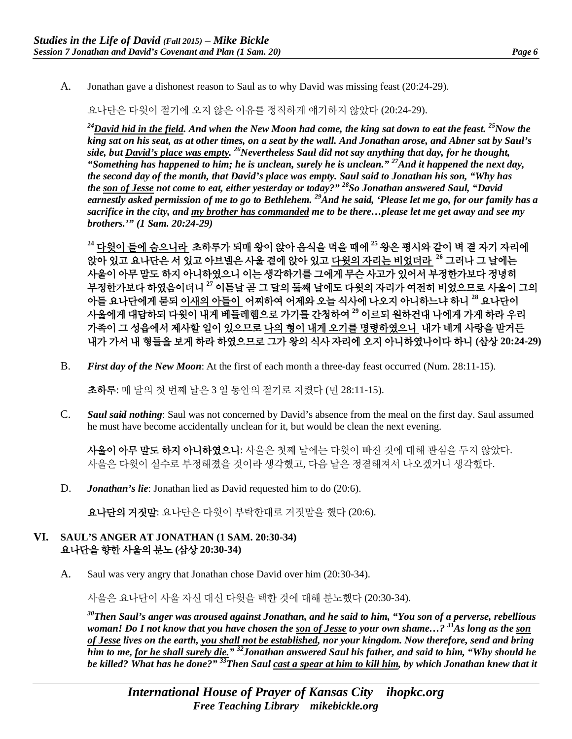A. Jonathan gave a dishonest reason to Saul as to why David was missing feast (20:24-29).

요나단은 다윗이 절기에 오지 않은 이유를 정직하게 얘기하지 않았다 (20:24-29).

***[24]<u>David hid in the field</u>. And when the New Moon had come, the king sat down to eat the feast. [25]Now the king sat on his seat, as at other times, on a seat by the wall. And Jonathan arose, and Abner sat by Saul's side, but <u>David's place was empty</u>. [26]Nevertheless Saul did not say anything that day, for he thought, "Something has happened to him; he is unclean, surely he is unclean." [27]And it happened the next day, the second day of the month, that David's place was empty. Saul said to Jonathan his son, "Why has the <u>son of Jesse</u> not come to eat, either yesterday or today?" [28]So Jonathan answered Saul, "David earnestly asked permission of me to go to Bethlehem. [29]And he said, 'Please let me go, for our family has a sacrifice in the city, and <u>my brother has commanded</u> me to be there…please let me get away and see my brothers.'" (1 Sam. 20:24-29)***

**[24] <u>다윗이 들에 숨으니라</u> 초하루가 되매 왕이 앉아 음식을 먹을 때에 [25] 왕은 평시와 같이 벽 곁 자기 자리에 앉아 있고 요나단은 서 있고 아브넬은 사울 곁에 앉아 있고 <u>다윗의 자리는 비었더라</u> [26] 그러나 그 날에는 사울이 아무 말도 하지 아니하였으니 이는 생각하기를 그에게 무슨 사고가 있어서 부정한가보다 정녕히 부정한가보다 하였음이더니 [27] 이튿날 곧 그 달의 둘째 날에도 다윗의 자리가 여전히 비었으므로 사울이 그의 아들 요나단에게 묻되 <u>이새의 아들이</u> 어찌하여 어제와 오늘 식사에 나오지 아니하느냐 하니 [28] 요나단이 사울에게 대답하되 다윗이 내게 베들레헴으로 가기를 간청하여 [29] 이르되 원하건대 나에게 가게 하라 우리 가족이 그 성읍에서 제사할 일이 있으므로 <u>나의 형이 내게 오기를 명령하였으니</u> 내가 네게 사랑을 받거든 내가 가서 내 형들을 보게 하라 하였으므로 그가 왕의 식사 자리에 오지 아니하였나이다 하니 (삼상 20:24-29)**

B. ***First day of the New Moon***: At the first of each month a three-day feast occurred (Num. 28:11-15).

**초하루**: 매 달의 첫 번째 날은 3 일 동안의 절기로 지켰다 (민 28:11-15).

C. ***Saul said nothing***: Saul was not concerned by David's absence from the meal on the first day. Saul assumed he must have become accidentally unclean for it, but would be clean the next evening.

**사울이 아무 말도 하지 아니하였으니**: 사울은 첫째 날에는 다윗이 빠진 것에 대해 관심을 두지 않았다. 사울은 다윗이 실수로 부정해졌을 것이라 생각했고, 다음 날은 정결해져서 나오겠거니 생각했다.

D. ***Jonathan's lie***: Jonathan lied as David requested him to do (20:6).

**요나단의 거짓말**: 요나단은 다윗이 부탁한대로 거짓말을 했다 (20:6).

## VI. SAUL'S ANGER AT JONATHAN (1 SAM. 20:30-34)
## 요나단을 향한 사울의 분노 (삼상 20:30-34)

A. Saul was very angry that Jonathan chose David over him (20:30-34).

사울은 요나단이 사울 자신 대신 다윗을 택한 것에 대해 분노했다 (20:30-34).

***[30]Then Saul's anger was aroused against Jonathan, and he said to him, "You son of a perverse, rebellious woman! Do I not know that you have chosen the <u>son of Jesse</u> to your own shame…? [31]As long as the <u>son of Jesse</u> lives on the earth, <u>you shall not be established</u>, nor your kingdom. Now therefore, send and bring him to me, <u>for he shall surely die</u>." [32]Jonathan answered Saul his father, and said to him, "Why should he be killed? What has he done?" [33]Then Saul <u>cast a spear at him to kill him</u>, by which Jonathan knew that it***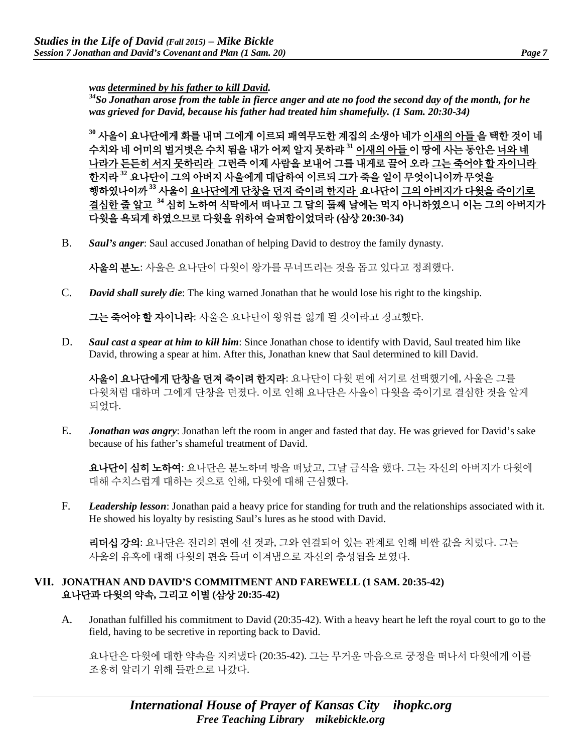*was __determined by his father to kill David__.*
*[34]So Jonathan arose from the table in fierce anger and ate no food the second day of the month, for he was grieved for David, because his father had treated him shamefully. (1 Sam. 20:30-34)*

**[30] 사울이 요나단에게 화를 내며 그에게 이르되 패역무도한 계집의 소생아 네가 <u>이새의 아들</u>을 택한 것이 네 수치와 네 어미의 벌거벗은 수치 됨을 내가 어찌 알지 못하랴 [31] <u>이새의 아들</u>이 이 땅에 사는 동안은 <u>너와 네 나라가 든든히 서지 못하리라</u> 그런즉 이제 사람을 보내어 그를 내게로 끌어 오라 <u>그는 죽어야 할 자이니라</u> 한지라 [32] 요나단이 그의 아버지 사울에게 대답하여 이르되 그가 죽을 일이 무엇이니이까 무엇을 행하였나이까 [33] 사울이 <u>요나단에게 단창을 던져 죽이려</u> 한지라 요나단이 <u>그의 아버지가 다윗을 죽이기로 결심한 줄 알고</u> [34] 심히 노하여 식탁에서 떠나고 그 달의 둘째 날에는 먹지 아니하였으니 이는 그의 아버지가 다윗을 욕되게 하였으므로 다윗을 위하여 슬퍼함이었더라 (삼상 20:30-34)**

B. ***Saul's anger***: Saul accused Jonathan of helping David to destroy the family dynasty.

**사울의 분노**: 사울은 요나단이 다윗이 왕가를 무너뜨리는 것을 돕고 있다고 정죄했다.

C. ***David shall surely die***: The king warned Jonathan that he would lose his right to the kingship.

**그는 죽어야 할 자이니라**: 사울은 요나단이 왕위를 잃게 될 것이라고 경고했다.

D. ***Saul cast a spear at him to kill him***: Since Jonathan chose to identify with David, Saul treated him like David, throwing a spear at him. After this, Jonathan knew that Saul determined to kill David.

**사울이 요나단에게 단창을 던져 죽이려 한지라**: 요나단이 다윗 편에 서기로 선택했기에, 사울은 그를 다윗처럼 대하며 그에게 단창을 던졌다. 이로 인해 요나단은 사울이 다윗을 죽이기로 결심한 것을 알게 되었다.

E. ***Jonathan was angry***: Jonathan left the room in anger and fasted that day. He was grieved for David's sake because of his father's shameful treatment of David.

**요나단이 심히 노하여**: 요나단은 분노하며 방을 떠났고, 그날 금식을 했다. 그는 자신의 아버지가 다윗에 대해 수치스럽게 대하는 것으로 인해, 다윗에 대해 근심했다.

F. ***Leadership lesson***: Jonathan paid a heavy price for standing for truth and the relationships associated with it. He showed his loyalty by resisting Saul's lures as he stood with David.

**리더십 강의**: 요나단은 진리의 편에 선 것과, 그와 연결되어 있는 관계로 인해 비싼 값을 치렀다. 그는 사울의 유혹에 대해 다윗의 편을 들며 이겨냄으로 자신의 충성됨을 보였다.

## VII. JONATHAN AND DAVID'S COMMITMENT AND FAREWELL (1 SAM. 20:35-42) 요나단과 다윗의 약속, 그리고 이별 (삼상 20:35-42)

A. Jonathan fulfilled his commitment to David (20:35-42). With a heavy heart he left the royal court to go to the field, having to be secretive in reporting back to David.

요나단은 다윗에 대한 약속을 지켜냈다 (20:35-42). 그는 무거운 마음으로 궁정을 떠나서 다윗에게 이를 조용히 알리기 위해 들판으로 나갔다.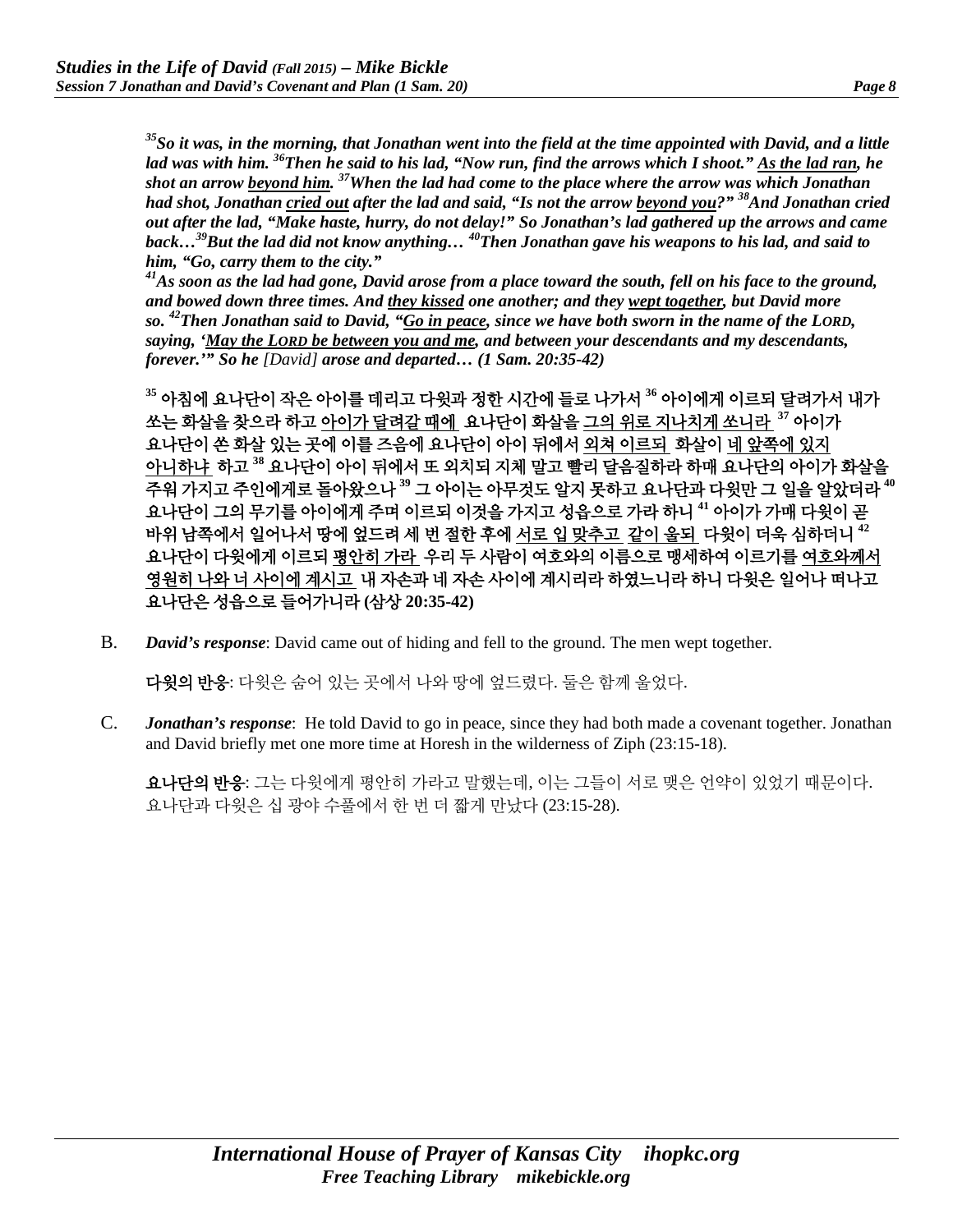***[35]So it was, in the morning, that Jonathan went into the field at the time appointed with David, and a little lad was with him. [36]Then he said to his lad, "Now run, find the arrows which I shoot." As the lad ran, he shot an arrow beyond him. [37]When the lad had come to the place where the arrow was which Jonathan had shot, Jonathan cried out after the lad and said, "Is not the arrow beyond you?" [38]And Jonathan cried out after the lad, "Make haste, hurry, do not delay!" So Jonathan's lad gathered up the arrows and came back…[39]But the lad did not know anything… [40]Then Jonathan gave his weapons to his lad, and said to him, "Go, carry them to the city."***

***[41]As soon as the lad had gone, David arose from a place toward the south, fell on his face to the ground, and bowed down three times. And they kissed one another; and they wept together, but David more so. [42]Then Jonathan said to David, "Go in peace, since we have both sworn in the name of the LORD, saying, 'May the LORD be between you and me, and between your descendants and my descendants, forever.'" So he [David] arose and departed… (1 Sam. 20:35-42)***

**[35] 아침에 요나단이 작은 아이를 데리고 다윗과 정한 시간에 들로 나가서 [36] 아이에게 이르되 달려가서 내가 쏘는 화살을 찾으라 하고 아이가 달려갈 때에 요나단이 화살을 그의 위로 지나치게 쏘니라 [37] 아이가 요나단이 쏜 화살 있는 곳에 이를 즈음에 요나단이 아이 뒤에서 외쳐 이르되 화살이 네 앞쪽에 있지 아니하냐 하고 [38] 요나단이 아이 뒤에서 또 외치되 지체 말고 빨리 달음질하라 하매 요나단의 아이가 화살을 주워 가지고 주인에게로 돌아왔으나 [39] 그 아이는 아무것도 알지 못하고 요나단과 다윗만 그 일을 알았더라 [40] 요나단이 그의 무기를 아이에게 주며 이르되 이것을 가지고 성읍으로 가라 하니 [41] 아이가 가매 다윗이 곧 바위 남쪽에서 일어나서 땅에 엎드려 세 번 절한 후에 서로 입 맞추고 같이 울되 다윗이 더욱 심하더니 [42] 요나단이 다윗에게 이르되 평안히 가라 우리 두 사람이 여호와의 이름으로 맹세하여 이르기를 여호와께서 영원히 나와 너 사이에 계시고 내 자손과 네 자손 사이에 계시리라 하였느니라 하니 다윗은 일어나 떠나고 요나단은 성읍으로 들어가니라 (삼상 20:35-42)**

B. ***David's response***: David came out of hiding and fell to the ground. The men wept together.

**다윗의 반응**: 다윗은 숨어 있는 곳에서 나와 땅에 엎드렸다. 둘은 함께 울었다.

C. ***Jonathan's response***: He told David to go in peace, since they had both made a covenant together. Jonathan and David briefly met one more time at Horesh in the wilderness of Ziph (23:15-18).

**요나단의 반응**: 그는 다윗에게 평안히 가라고 말했는데, 이는 그들이 서로 맺은 언약이 있었기 때문이다. 요나단과 다윗은 십 광야 수풀에서 한 번 더 짧게 만났다 (23:15-28).